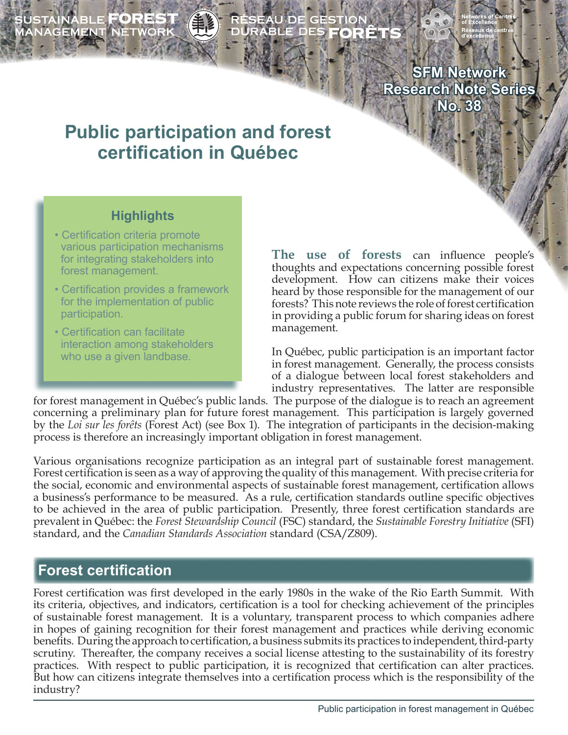SUSTAINABLE FOREST MANAGEMENT NETWORK

RÉSEAU DE GESTION DURABLE DES FORÊTS

SFM Network Research Note Series No. 38

# Public participation and forest certification in Québec

## Highlights

- Certification criteria promote various participation mechanisms for integrating stakeholders into forest management.
- Certification provides a framework for the implementation of public participation.
- Certification can facilitate interaction among stakeholders who use a given landbase.

**The use of forests** can influence people's thoughts and expectations concerning possible forest development. How can citizens make their voices heard by those responsible for the management of our forests? This note reviews the role of forest certification in providing a public forum for sharing ideas on forest management.

In Québec, public participation is an important factor in forest management. Generally, the process consists of a dialogue between local forest stakeholders and industry representatives. The latter are responsible for forest management in Québec's public lands. The purpose of the dialogue is to reach an agreement concerning a preliminary plan for future forest management. This participation is largely governed by the *Loi sur les forêts* (Forest Act) (see Box 1). The integration of participants in the decision-making process is therefore an increasingly important obligation in forest management.

Various organisations recognize participation as an integral part of sustainable forest management. Forest certification is seen as a way of approving the quality of this management. With precise criteria for the social, economic and environmental aspects of sustainable forest management, certification allows a business's performance to be measured. As a rule, certification standards outline specific objectives to be achieved in the area of public participation. Presently, three forest certification standards are prevalent in Québec: the *Forest Stewardship Council* (FSC) standard, the *Sustainable Forestry Initiative* (SFI) standard, and the *Canadian Standards Association* standard (CSA/Z809).

## Forest certification

Forest certification was first developed in the early 1980s in the wake of the Rio Earth Summit. With its criteria, objectives, and indicators, certification is a tool for checking achievement of the principles of sustainable forest management. It is a voluntary, transparent process to which companies adhere in hopes of gaining recognition for their forest management and practices while deriving economic benefits. During the approach to certification, a business submits its practices to independent, third-party scrutiny. Thereafter, the company receives a social license attesting to the sustainability of its forestry practices. With respect to public participation, it is recognized that certification can alter practices. But how can citizens integrate themselves into a certification process which is the responsibility of the industry?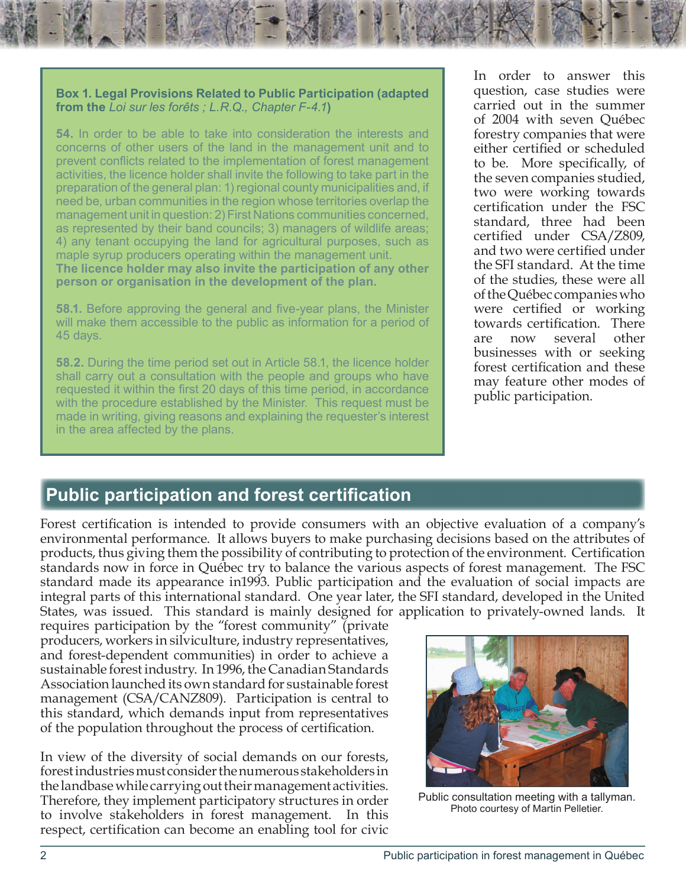**Box 1. Legal Provisions Related to Public Participation (adapted from the *Loi sur les forêts ; L.R.Q., Chapter F-4.1*)**

**54.** In order to be able to take into consideration the interests and concerns of other users of the land in the management unit and to prevent conflicts related to the implementation of forest management activities, the licence holder shall invite the following to take part in the preparation of the general plan: 1) regional county municipalities and, if need be, urban communities in the region whose territories overlap the management unit in question: 2) First Nations communities concerned, as represented by their band councils; 3) managers of wildlife areas; 4) any tenant occupying the land for agricultural purposes, such as maple syrup producers operating within the management unit.
**The licence holder may also invite the participation of any other person or organisation in the development of the plan.**

**58.1.** Before approving the general and five-year plans, the Minister will make them accessible to the public as information for a period of 45 days.

**58.2.** During the time period set out in Article 58.1, the licence holder shall carry out a consultation with the people and groups who have requested it within the first 20 days of this time period, in accordance with the procedure established by the Minister. This request must be made in writing, giving reasons and explaining the requester's interest in the area affected by the plans.

In order to answer this question, case studies were carried out in the summer of 2004 with seven Québec forestry companies that were either certified or scheduled to be. More specifically, of the seven companies studied, two were working towards certification under the FSC standard, three had been certified under CSA/Z809, and two were certified under the SFI standard. At the time of the studies, these were all of the Québec companies who were certified or working towards certification. There are now several other businesses with or seeking forest certification and these may feature other modes of public participation.

## Public participation and forest certification

Forest certification is intended to provide consumers with an objective evaluation of a company's environmental performance. It allows buyers to make purchasing decisions based on the attributes of products, thus giving them the possibility of contributing to protection of the environment. Certification standards now in force in Québec try to balance the various aspects of forest management. The FSC standard made its appearance in1993. Public participation and the evaluation of social impacts are integral parts of this international standard. One year later, the SFI standard, developed in the United States, was issued. This standard is mainly designed for application to privately-owned lands. It requires participation by the "forest community" (private producers, workers in silviculture, industry representatives, and forest-dependent communities) in order to achieve a sustainable forest industry. In 1996, the Canadian Standards Association launched its own standard for sustainable forest management (CSA/CANZ809). Participation is central to this standard, which demands input from representatives of the population throughout the process of certification.

Public consultation meeting with a tallyman.
Photo courtesy of Martin Pelletier.

In view of the diversity of social demands on our forests, forest industries must consider the numerous stakeholders in the landbase while carrying out their management activities. Therefore, they implement participatory structures in order to involve stakeholders in forest management. In this respect, certification can become an enabling tool for civic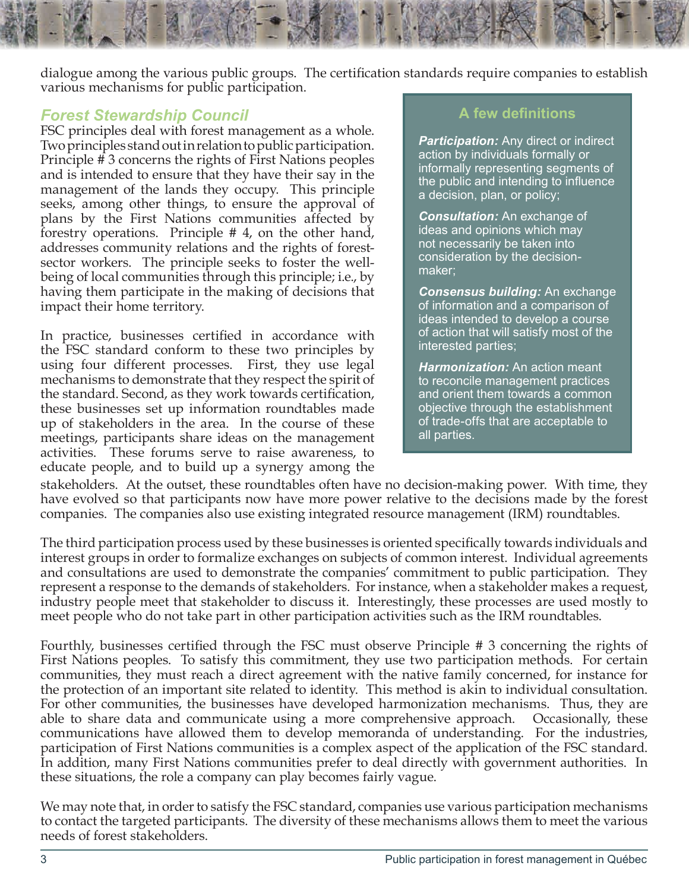dialogue among the various public groups. The certification standards require companies to establish various mechanisms for public participation.

## Forest Stewardship Council

FSC principles deal with forest management as a whole. Two principles stand out in relation to public participation. Principle # 3 concerns the rights of First Nations peoples and is intended to ensure that they have their say in the management of the lands they occupy. This principle seeks, among other things, to ensure the approval of plans by the First Nations communities affected by forestry operations. Principle # 4, on the other hand, addresses community relations and the rights of forest-sector workers. The principle seeks to foster the well-being of local communities through this principle; i.e., by having them participate in the making of decisions that impact their home territory.

In practice, businesses certified in accordance with the FSC standard conform to these two principles by using four different processes. First, they use legal mechanisms to demonstrate that they respect the spirit of the standard. Second, as they work towards certification, these businesses set up information roundtables made up of stakeholders in the area. In the course of these meetings, participants share ideas on the management activities. These forums serve to raise awareness, to educate people, and to build up a synergy among the stakeholders. At the outset, these roundtables often have no decision-making power. With time, they have evolved so that participants now have more power relative to the decisions made by the forest companies. The companies also use existing integrated resource management (IRM) roundtables.

The third participation process used by these businesses is oriented specifically towards individuals and interest groups in order to formalize exchanges on subjects of common interest. Individual agreements and consultations are used to demonstrate the companies' commitment to public participation. They represent a response to the demands of stakeholders. For instance, when a stakeholder makes a request, industry people meet that stakeholder to discuss it. Interestingly, these processes are used mostly to meet people who do not take part in other participation activities such as the IRM roundtables.

Fourthly, businesses certified through the FSC must observe Principle # 3 concerning the rights of First Nations peoples. To satisfy this commitment, they use two participation methods. For certain communities, they must reach a direct agreement with the native family concerned, for instance for the protection of an important site related to identity. This method is akin to individual consultation. For other communities, the businesses have developed harmonization mechanisms. Thus, they are able to share data and communicate using a more comprehensive approach. Occasionally, these communications have allowed them to develop memoranda of understanding. For the industries, participation of First Nations communities is a complex aspect of the application of the FSC standard. In addition, many First Nations communities prefer to deal directly with government authorities. In these situations, the role a company can play becomes fairly vague.

We may note that, in order to satisfy the FSC standard, companies use various participation mechanisms to contact the targeted participants. The diversity of these mechanisms allows them to meet the various needs of forest stakeholders.

### A few definitions

***Participation:*** Any direct or indirect action by individuals formally or informally representing segments of the public and intending to influence a decision, plan, or policy;

***Consultation:*** An exchange of ideas and opinions which may not necessarily be taken into consideration by the decision-maker;

***Consensus building:*** An exchange of information and a comparison of ideas intended to develop a course of action that will satisfy most of the interested parties;

***Harmonization:*** An action meant to reconcile management practices and orient them towards a common objective through the establishment of trade-offs that are acceptable to all parties.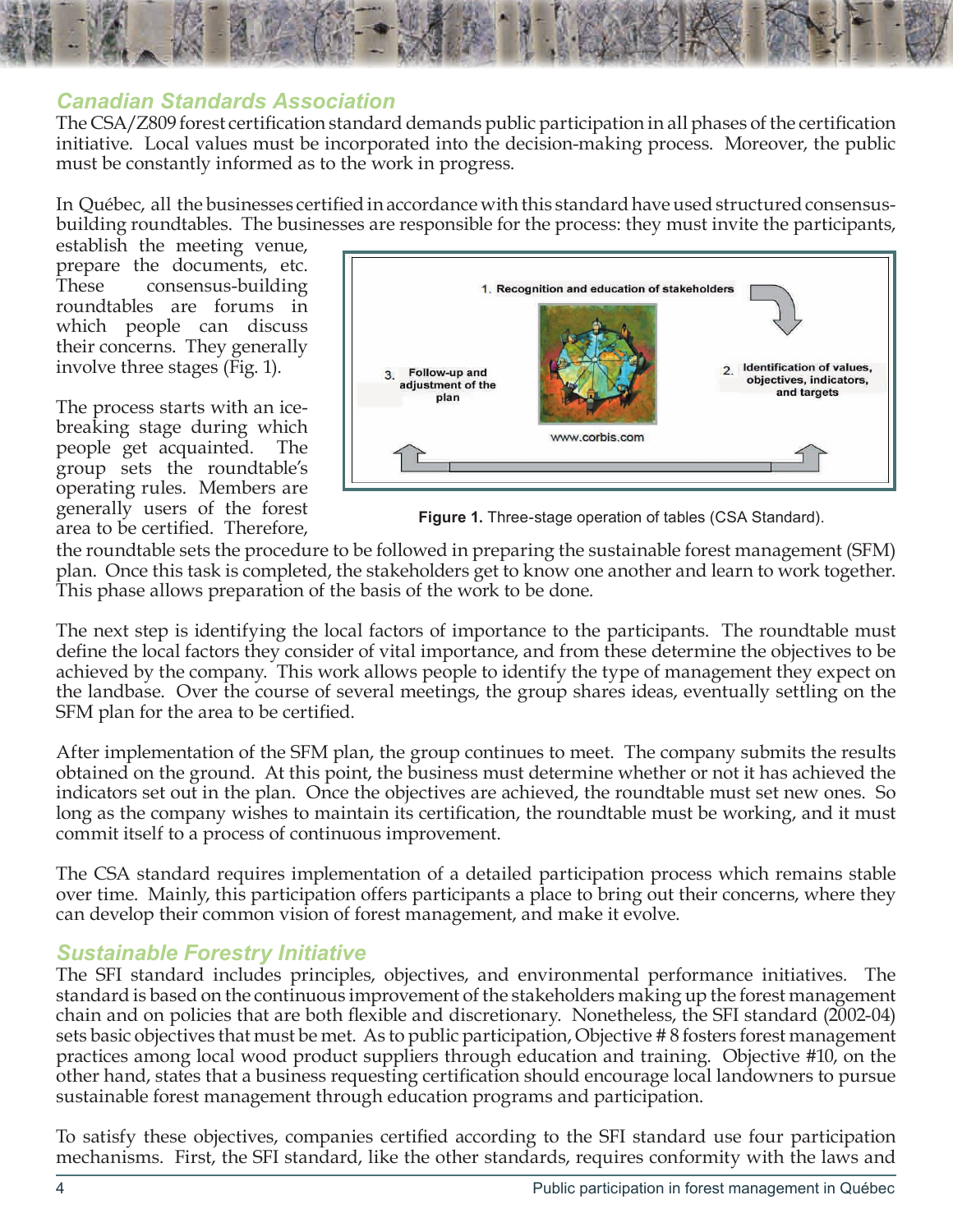## Canadian Standards Association

The CSA/Z809 forest certification standard demands public participation in all phases of the certification initiative. Local values must be incorporated into the decision-making process. Moreover, the public must be constantly informed as to the work in progress.

In Québec, all the businesses certified in accordance with this standard have used structured consensus-building roundtables. The businesses are responsible for the process: they must invite the participants, establish the meeting venue, prepare the documents, etc. These consensus-building roundtables are forums in which people can discuss their concerns. They generally involve three stages (Fig. 1).

1. Recognition and education of stakeholders
2. Identification of values, objectives, indicators, and targets
3. Follow-up and adjustment of the plan

www.corbis.com

**Figure 1.** Three-stage operation of tables (CSA Standard).

The process starts with an ice-breaking stage during which people get acquainted. The group sets the roundtable's operating rules. Members are generally users of the forest area to be certified. Therefore, the roundtable sets the procedure to be followed in preparing the sustainable forest management (SFM) plan. Once this task is completed, the stakeholders get to know one another and learn to work together. This phase allows preparation of the basis of the work to be done.

The next step is identifying the local factors of importance to the participants. The roundtable must define the local factors they consider of vital importance, and from these determine the objectives to be achieved by the company. This work allows people to identify the type of management they expect on the landbase. Over the course of several meetings, the group shares ideas, eventually settling on the SFM plan for the area to be certified.

After implementation of the SFM plan, the group continues to meet. The company submits the results obtained on the ground. At this point, the business must determine whether or not it has achieved the indicators set out in the plan. Once the objectives are achieved, the roundtable must set new ones. So long as the company wishes to maintain its certification, the roundtable must be working, and it must commit itself to a process of continuous improvement.

The CSA standard requires implementation of a detailed participation process which remains stable over time. Mainly, this participation offers participants a place to bring out their concerns, where they can develop their common vision of forest management, and make it evolve.

## Sustainable Forestry Initiative

The SFI standard includes principles, objectives, and environmental performance initiatives. The standard is based on the continuous improvement of the stakeholders making up the forest management chain and on policies that are both flexible and discretionary. Nonetheless, the SFI standard (2002-04) sets basic objectives that must be met. As to public participation, Objective # 8 fosters forest management practices among local wood product suppliers through education and training. Objective #10, on the other hand, states that a business requesting certification should encourage local landowners to pursue sustainable forest management through education programs and participation.

To satisfy these objectives, companies certified according to the SFI standard use four participation mechanisms. First, the SFI standard, like the other standards, requires conformity with the laws and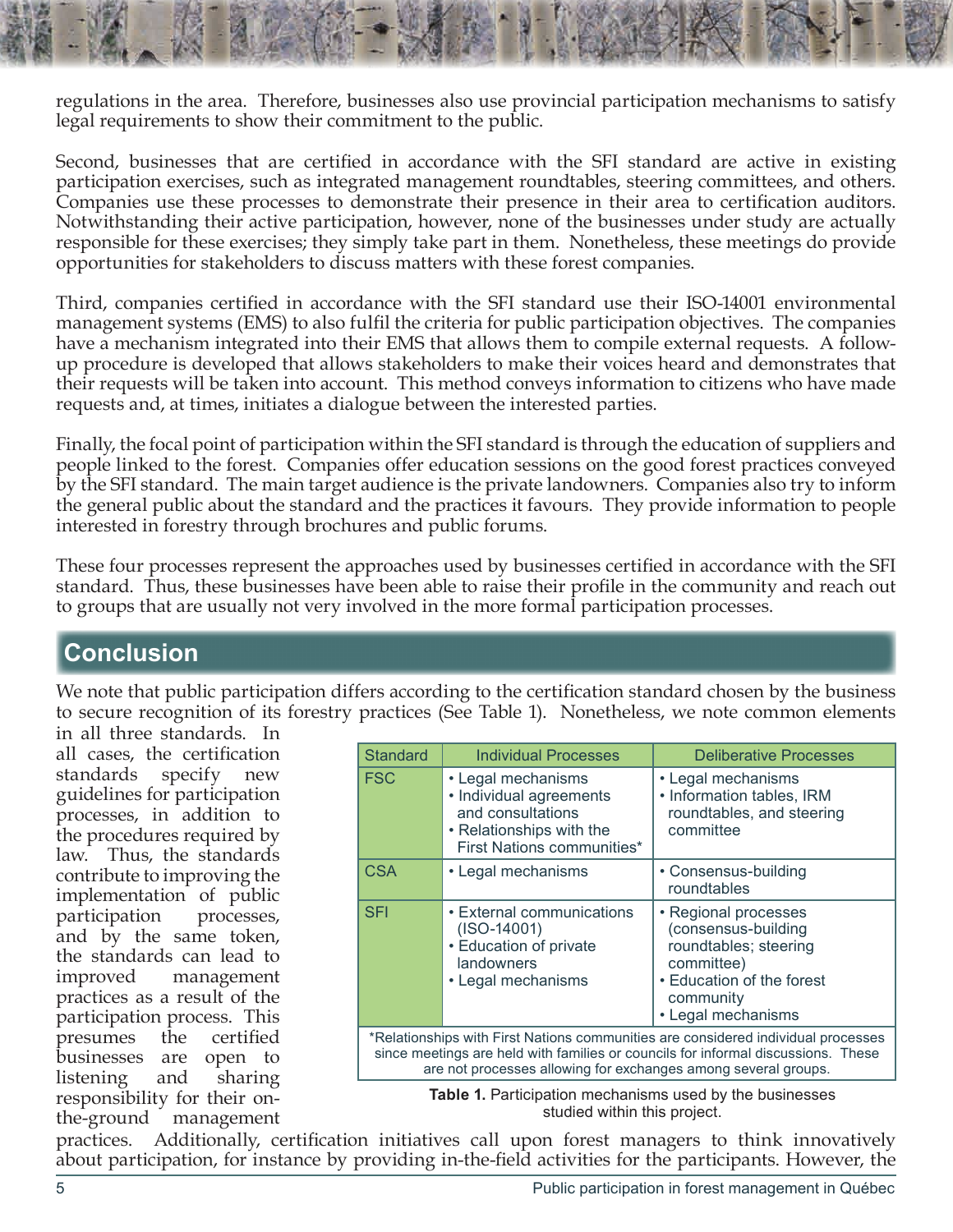regulations in the area. Therefore, businesses also use provincial participation mechanisms to satisfy legal requirements to show their commitment to the public.

Second, businesses that are certified in accordance with the SFI standard are active in existing participation exercises, such as integrated management roundtables, steering committees, and others. Companies use these processes to demonstrate their presence in their area to certification auditors. Notwithstanding their active participation, however, none of the businesses under study are actually responsible for these exercises; they simply take part in them. Nonetheless, these meetings do provide opportunities for stakeholders to discuss matters with these forest companies.

Third, companies certified in accordance with the SFI standard use their ISO-14001 environmental management systems (EMS) to also fulfil the criteria for public participation objectives. The companies have a mechanism integrated into their EMS that allows them to compile external requests. A follow-up procedure is developed that allows stakeholders to make their voices heard and demonstrates that their requests will be taken into account. This method conveys information to citizens who have made requests and, at times, initiates a dialogue between the interested parties.

Finally, the focal point of participation within the SFI standard is through the education of suppliers and people linked to the forest. Companies offer education sessions on the good forest practices conveyed by the SFI standard. The main target audience is the private landowners. Companies also try to inform the general public about the standard and the practices it favours. They provide information to people interested in forestry through brochures and public forums.

These four processes represent the approaches used by businesses certified in accordance with the SFI standard. Thus, these businesses have been able to raise their profile in the community and reach out to groups that are usually not very involved in the more formal participation processes.

## Conclusion

We note that public participation differs according to the certification standard chosen by the business to secure recognition of its forestry practices (See Table 1). Nonetheless, we note common elements in all three standards. In all cases, the certification standards specify new guidelines for participation processes, in addition to the procedures required by law. Thus, the standards contribute to improving the implementation of public participation processes, and by the same token, the standards can lead to improved management practices as a result of the participation process. This presumes the certified businesses are open to listening and sharing responsibility for their on-the-ground management practices. Additionally, certification initiatives call upon forest managers to think innovatively about participation, for instance by providing in-the-field activities for the participants. However, the

| Standard | Individual Processes | Deliberative Processes |
|---|---|---|
| FSC | • Legal mechanisms<br>• Individual agreements and consultations<br>• Relationships with the First Nations communities* | • Legal mechanisms<br>• Information tables, IRM roundtables, and steering committee |
| CSA | • Legal mechanisms | • Consensus-building roundtables |
| SFI | • External communications (ISO-14001)<br>• Education of private landowners<br>• Legal mechanisms | • Regional processes (consensus-building roundtables; steering committee)<br>• Education of the forest community<br>• Legal mechanisms |

*Relationships with First Nations communities are considered individual processes since meetings are held with families or councils for informal discussions. These are not processes allowing for exchanges among several groups.

**Table 1.** Participation mechanisms used by the businesses studied within this project.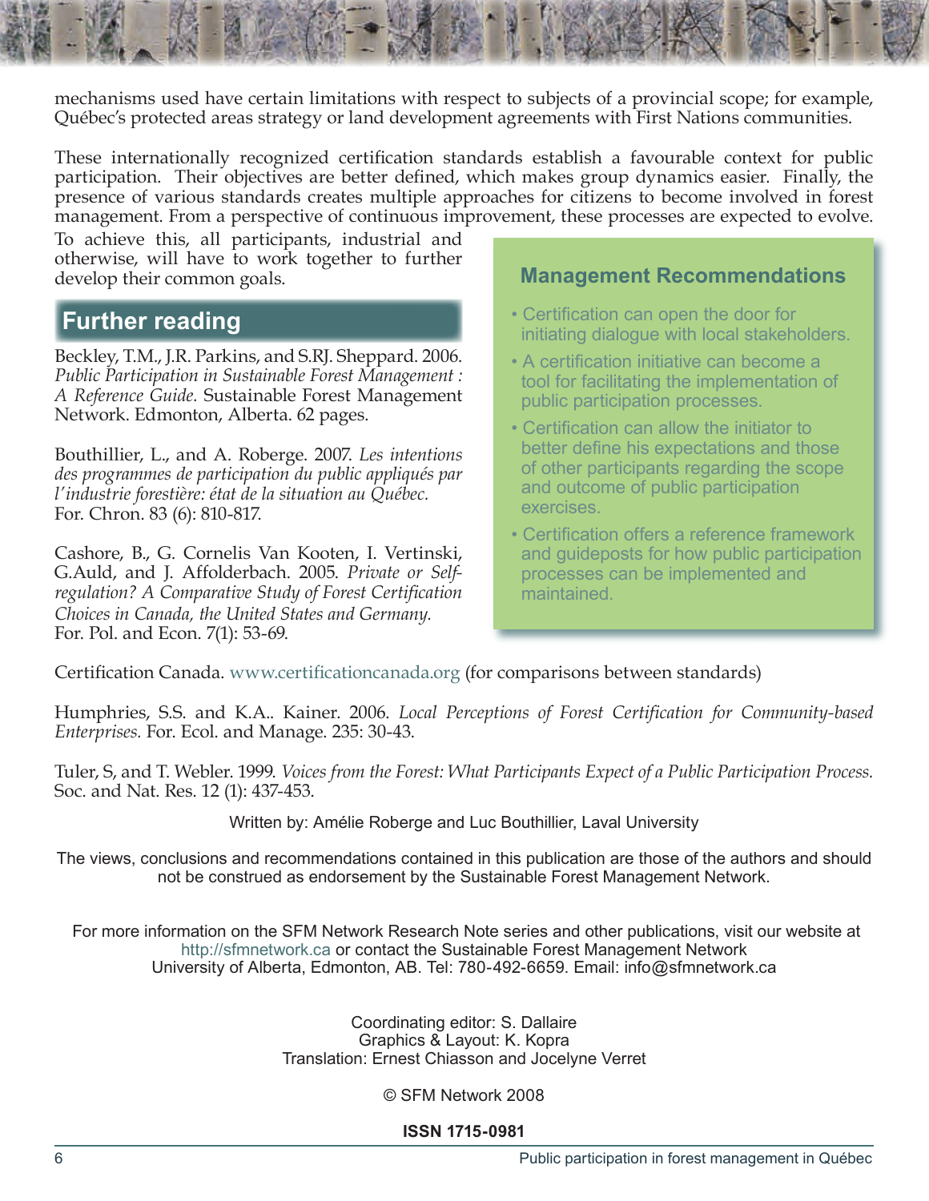mechanisms used have certain limitations with respect to subjects of a provincial scope; for example, Québec's protected areas strategy or land development agreements with First Nations communities.

These internationally recognized certification standards establish a favourable context for public participation. Their objectives are better defined, which makes group dynamics easier. Finally, the presence of various standards creates multiple approaches for citizens to become involved in forest management. From a perspective of continuous improvement, these processes are expected to evolve. To achieve this, all participants, industrial and otherwise, will have to work together to further develop their common goals.

## Management Recommendations

- Certification can open the door for initiating dialogue with local stakeholders.
- A certification initiative can become a tool for facilitating the implementation of public participation processes.
- Certification can allow the initiator to better define his expectations and those of other participants regarding the scope and outcome of public participation exercises.
- Certification offers a reference framework and guideposts for how public participation processes can be implemented and maintained.

## Further reading

Beckley, T.M., J.R. Parkins, and S.RJ. Sheppard. 2006. *Public Participation in Sustainable Forest Management : A Reference Guide.* Sustainable Forest Management Network. Edmonton, Alberta. 62 pages.

Bouthillier, L., and A. Roberge. 2007. *Les intentions des programmes de participation du public appliqués par l'industrie forestière: état de la situation au Québec.* For. Chron. 83 (6): 810-817.

Cashore, B., G. Cornelis Van Kooten, I. Vertinski, G.Auld, and J. Affolderbach. 2005. *Private or Self-regulation? A Comparative Study of Forest Certification Choices in Canada, the United States and Germany.* For. Pol. and Econ. 7(1): 53-69.

Certification Canada. www.certificationcanada.org (for comparisons between standards)

Humphries, S.S. and K.A.. Kainer. 2006. *Local Perceptions of Forest Certification for Community-based Enterprises.* For. Ecol. and Manage. 235: 30-43.

Tuler, S, and T. Webler. 1999. *Voices from the Forest: What Participants Expect of a Public Participation Process.* Soc. and Nat. Res. 12 (1): 437-453.

Written by: Amélie Roberge and Luc Bouthillier, Laval University

The views, conclusions and recommendations contained in this publication are those of the authors and should not be construed as endorsement by the Sustainable Forest Management Network.

For more information on the SFM Network Research Note series and other publications, visit our website at http://sfmnetwork.ca or contact the Sustainable Forest Management Network University of Alberta, Edmonton, AB. Tel: 780-492-6659. Email: info@sfmnetwork.ca

Coordinating editor: S. Dallaire
Graphics & Layout: K. Kopra
Translation: Ernest Chiasson and Jocelyne Verret

© SFM Network 2008

**ISSN 1715-0981**